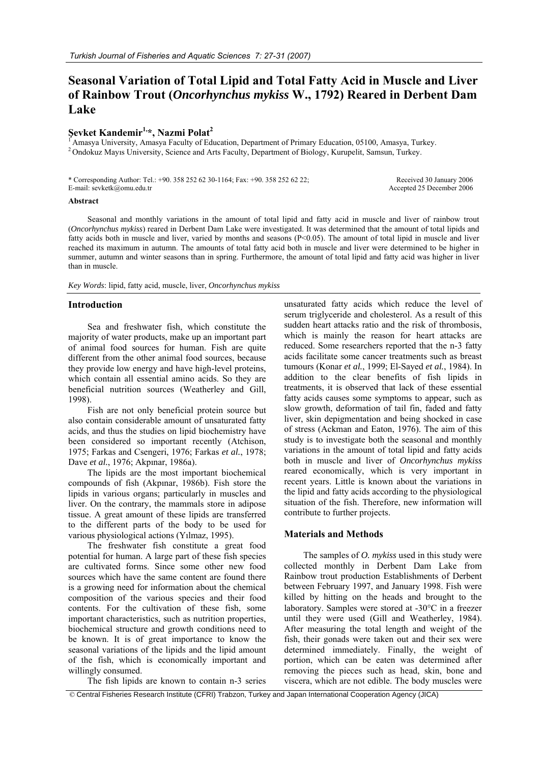# Seasonal Variation of Total Lipid and Total Fatty Acid in Muscle and Liver of Rainbow Trout (*Oncorhynchus mykiss* W., 1792) Reared in Derbent Dam Lake

**Şevket Kandemir[1,*], Nazmi Polat[2]**

[1] Amasya University, Amasya Faculty of Education, Department of Primary Education, 05100, Amasya, Turkey.
[2] Ondokuz Mayıs University, Science and Arts Faculty, Department of Biology, Kurupelit, Samsun, Turkey.

\* Corresponding Author: Tel.: +90. 358 252 62 30-1164; Fax: +90. 358 252 62 22;
E-mail: sevketk@omu.edu.tr

Received 30 January 2006
Accepted 25 December 2006

**Abstract**

Seasonal and monthly variations in the amount of total lipid and fatty acid in muscle and liver of rainbow trout (*Oncorhynchus mykiss*) reared in Derbent Dam Lake were investigated. It was determined that the amount of total lipids and fatty acids both in muscle and liver, varied by months and seasons ($P<0.05$). The amount of total lipid in muscle and liver reached its maximum in autumn. The amounts of total fatty acid both in muscle and liver were determined to be higher in summer, autumn and winter seasons than in spring. Furthermore, the amount of total lipid and fatty acid was higher in liver than in muscle.

*Key Words*: lipid, fatty acid, muscle, liver, *Oncorhynchus mykiss*

## Introduction

Sea and freshwater fish, which constitute the majority of water products, make up an important part of animal food sources for human. Fish are quite different from the other animal food sources, because they provide low energy and have high-level proteins, which contain all essential amino acids. So they are beneficial nutrition sources (Weatherley and Gill, 1998).

Fish are not only beneficial protein source but also contain considerable amount of unsaturated fatty acids, and thus the studies on lipid biochemistry have been considered so important recently (Atchison, 1975; Farkas and Csengeri, 1976; Farkas *et al.*, 1978; Dave *et al.*, 1976; Akpınar, 1986a).

The lipids are the most important biochemical compounds of fish (Akpınar, 1986b). Fish store the lipids in various organs; particularly in muscles and liver. On the contrary, the mammals store in adipose tissue. A great amount of these lipids are transferred to the different parts of the body to be used for various physiological actions (Yılmaz, 1995).

The freshwater fish constitute a great food potential for human. A large part of these fish species are cultivated forms. Since some other new food sources which have the same content are found there is a growing need for information about the chemical composition of the various species and their food contents. For the cultivation of these fish, some important characteristics, such as nutrition properties, biochemical structure and growth conditions need to be known. It is of great importance to know the seasonal variations of the lipids and the lipid amount of the fish, which is economically important and willingly consumed.

The fish lipids are known to contain n-3 series unsaturated fatty acids which reduce the level of serum triglyceride and cholesterol. As a result of this sudden heart attacks ratio and the risk of thrombosis, which is mainly the reason for heart attacks are reduced. Some researchers reported that the n-3 fatty acids facilitate some cancer treatments such as breast tumours (Konar *et al.*, 1999; El-Sayed *et al.*, 1984). In addition to the clear benefits of fish lipids in treatments, it is observed that lack of these essential fatty acids causes some symptoms to appear, such as slow growth, deformation of tail fin, faded and fatty liver, skin depigmentation and being shocked in case of stress (Ackman and Eaton, 1976). The aim of this study is to investigate both the seasonal and monthly variations in the amount of total lipid and fatty acids both in muscle and liver of *Oncorhynchus mykiss* reared economically, which is very important in recent years. Little is known about the variations in the lipid and fatty acids according to the physiological situation of the fish. Therefore, new information will contribute to further projects.

## Materials and Methods

The samples of *O. mykiss* used in this study were collected monthly in Derbent Dam Lake from Rainbow trout production Establishments of Derbent between February 1997, and January 1998. Fish were killed by hitting on the heads and brought to the laboratory. Samples were stored at -30°C in a freezer until they were used (Gill and Weatherley, 1984). After measuring the total length and weight of the fish, their gonads were taken out and their sex were determined immediately. Finally, the weight of portion, which can be eaten was determined after removing the pieces such as head, skin, bone and viscera, which are not edible. The body muscles were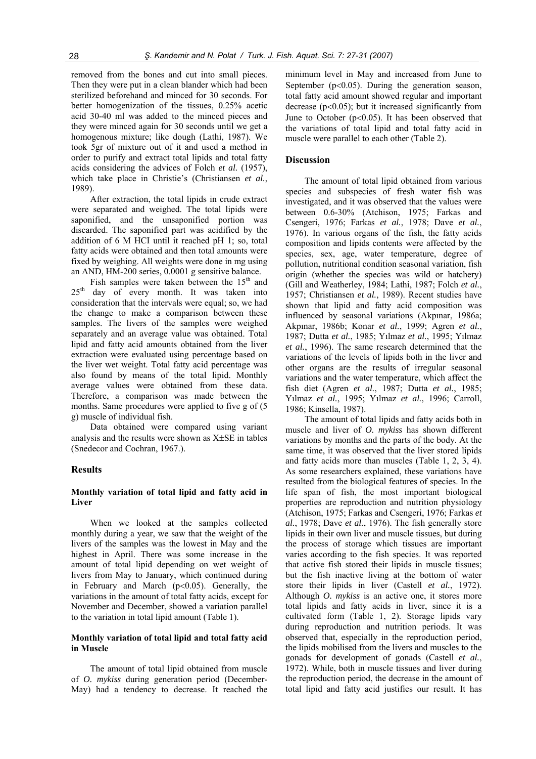removed from the bones and cut into small pieces. Then they were put in a clean blander which had been sterilized beforehand and minced for 30 seconds. For better homogenization of the tissues, 0.25% acetic acid 30-40 ml was added to the minced pieces and they were minced again for 30 seconds until we get a homogenous mixture; like dough (Lathi, 1987). We took 5gr of mixture out of it and used a method in order to purify and extract total lipids and total fatty acids considering the advices of Folch *et al.* (1957), which take place in Christie's (Christiansen *et al.*, 1989).

After extraction, the total lipids in crude extract were separated and weighed. The total lipids were saponified, and the unsaponified portion was discarded. The saponified part was acidified by the addition of 6 M HCI until it reached pH 1; so, total fatty acids were obtained and then total amounts were fixed by weighing. All weights were done in mg using an AND, HM-200 series, 0.0001 g sensitive balance.

Fish samples were taken between the 15th and 25th day of every month. It was taken into consideration that the intervals were equal; so, we had the change to make a comparison between these samples. The livers of the samples were weighed separately and an average value was obtained. Total lipid and fatty acid amounts obtained from the liver extraction were evaluated using percentage based on the liver wet weight. Total fatty acid percentage was also found by means of the total lipid. Monthly average values were obtained from these data. Therefore, a comparison was made between the months. Same procedures were applied to five g of (5 g) muscle of individual fish.

Data obtained were compared using variant analysis and the results were shown as X±SE in tables (Snedecor and Cochran, 1967.).

## Results

### Monthly variation of total lipid and fatty acid in Liver

When we looked at the samples collected monthly during a year, we saw that the weight of the livers of the samples was the lowest in May and the highest in April. There was some increase in the amount of total lipid depending on wet weight of livers from May to January, which continued during in February and March ($p<0.05$). Generally, the variations in the amount of total fatty acids, except for November and December, showed a variation parallel to the variation in total lipid amount (Table 1).

### Monthly variation of total lipid and total fatty acid in Muscle

The amount of total lipid obtained from muscle of *O. mykiss* during generation period (December-May) had a tendency to decrease. It reached the minimum level in May and increased from June to September ($p<0.05$). During the generation season, total fatty acid amount showed regular and important decrease ($p<0.05$); but it increased significantly from June to October ($p<0.05$). It has been observed that the variations of total lipid and total fatty acid in muscle were parallel to each other (Table 2).

## Discussion

The amount of total lipid obtained from various species and subspecies of fresh water fish was investigated, and it was observed that the values were between 0.6-30% (Atchison, 1975; Farkas and Csengeri, 1976; Farkas *et al.*, 1978; Dave *et al.*, 1976). In various organs of the fish, the fatty acids composition and lipids contents were affected by the species, sex, age, water temperature, degree of pollution, nutritional condition seasonal variation, fish origin (whether the species was wild or hatchery) (Gill and Weatherley, 1984; Lathi, 1987; Folch *et al.*, 1957; Christiansen *et al.*, 1989). Recent studies have shown that lipid and fatty acid composition was influenced by seasonal variations (Akpınar, 1986a; Akpınar, 1986b; Konar *et al.*, 1999; Agren *et al.*, 1987; Dutta *et al.*, 1985; Yılmaz *et al.*, 1995; Yılmaz *et al.*, 1996). The same research determined that the variations of the levels of lipids both in the liver and other organs are the results of irregular seasonal variations and the water temperature, which affect the fish diet (Agren *et al.*, 1987; Dutta *et al.*, 1985; Yılmaz *et al.*, 1995; Yılmaz *et al.*, 1996; Carroll, 1986; Kinsella, 1987).

The amount of total lipids and fatty acids both in muscle and liver of *O. mykiss* has shown different variations by months and the parts of the body. At the same time, it was observed that the liver stored lipids and fatty acids more than muscles (Table 1, 2, 3, 4). As some researchers explained, these variations have resulted from the biological features of species. In the life span of fish, the most important biological properties are reproduction and nutrition physiology (Atchison, 1975; Farkas and Csengeri, 1976; Farkas *et al.*, 1978; Dave *et al.*, 1976). The fish generally store lipids in their own liver and muscle tissues, but during the process of storage which tissues are important varies according to the fish species. It was reported that active fish stored their lipids in muscle tissues; but the fish inactive living at the bottom of water store their lipids in liver (Castell *et al.*, 1972). Although *O. mykiss* is an active one, it stores more total lipids and fatty acids in liver, since it is a cultivated form (Table 1, 2). Storage lipids vary during reproduction and nutrition periods. It was observed that, especially in the reproduction period, the lipids mobilised from the livers and muscles to the gonads for development of gonads (Castell *et al.*, 1972). While, both in muscle tissues and liver during the reproduction period, the decrease in the amount of total lipid and fatty acid justifies our result. It has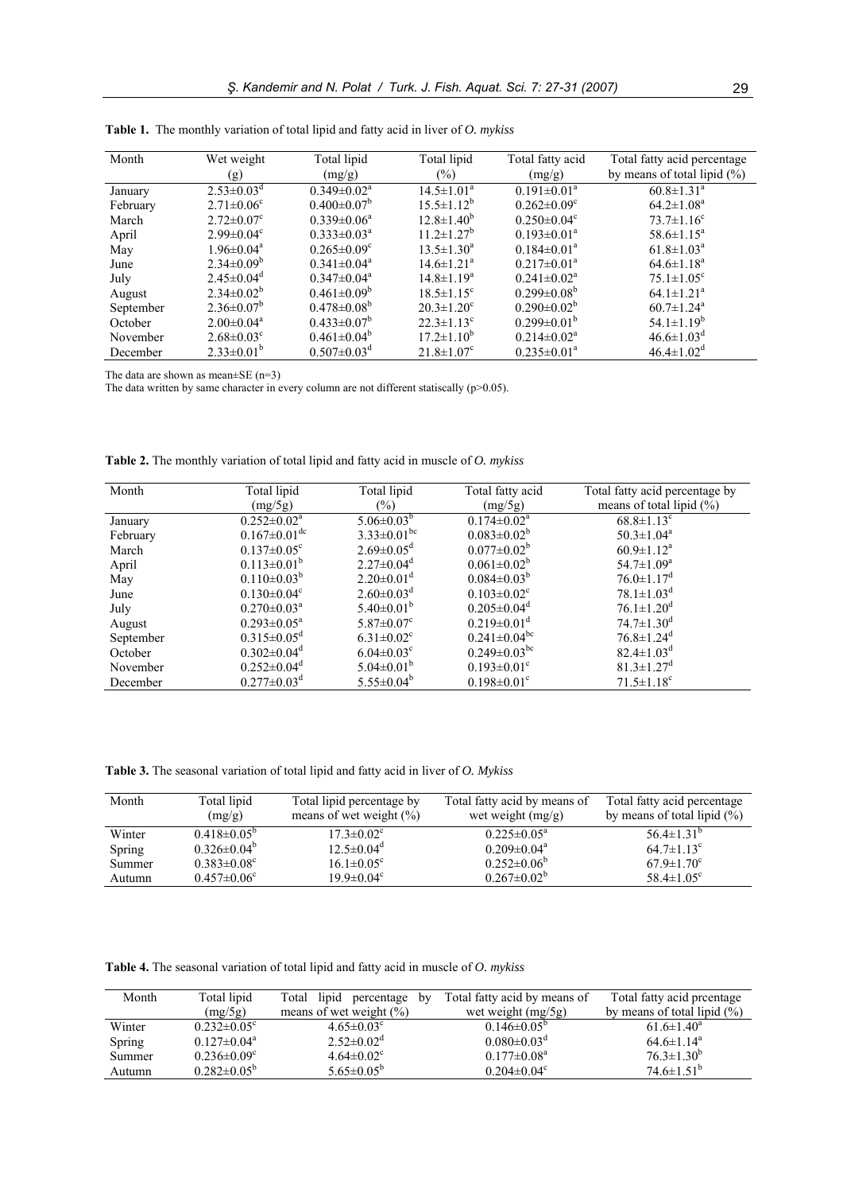**Table 1.** The monthly variation of total lipid and fatty acid in liver of *O. mykiss*

| Month | Wet weight (g) | Total lipid (mg/g) | Total lipid (%) | Total fatty acid (mg/g) | Total fatty acid percentage by means of total lipid (%) |
|---|---|---|---|---|---|
| January | 2.53±0.03$^{d}$ | 0.349±0.02$^{a}$ | 14.5±1.01$^{a}$ | 0.191±0.01$^{a}$ | 60.8±1.31$^{a}$ |
| February | 2.71±0.06$^{c}$ | 0.400±0.07$^{b}$ | 15.5±1.12$^{b}$ | 0.262±0.09$^{c}$ | 64.2±1.08$^{a}$ |
| March | 2.72±0.07$^{c}$ | 0.339±0.06$^{a}$ | 12.8±1.40$^{b}$ | 0.250±0.04$^{c}$ | 73.7±1.16$^{c}$ |
| April | 2.99±0.04$^{c}$ | 0.333±0.03$^{a}$ | 11.2±1.27$^{b}$ | 0.193±0.01$^{a}$ | 58.6±1.15$^{a}$ |
| May | 1.96±0.04$^{a}$ | 0.265±0.09$^{c}$ | 13.5±1.30$^{a}$ | 0.184±0.01$^{a}$ | 61.8±1.03$^{a}$ |
| June | 2.34±0.09$^{b}$ | 0.341±0.04$^{a}$ | 14.6±1.21$^{a}$ | 0.217±0.01$^{a}$ | 64.6±1.18$^{a}$ |
| July | 2.45±0.04$^{d}$ | 0.347±0.04$^{a}$ | 14.8±1.19$^{a}$ | 0.241±0.02$^{a}$ | 75.1±1.05$^{c}$ |
| August | 2.34±0.02$^{b}$ | 0.461±0.09$^{b}$ | 18.5±1.15$^{c}$ | 0.299±0.08$^{b}$ | 64.1±1.21$^{a}$ |
| September | 2.36±0.07$^{b}$ | 0.478±0.08$^{b}$ | 20.3±1.20$^{c}$ | 0.290±0.02$^{b}$ | 60.7±1.24$^{a}$ |
| October | 2.00±0.04$^{a}$ | 0.433±0.07$^{b}$ | 22.3±1.13$^{c}$ | 0.299±0.01$^{b}$ | 54.1±1.19$^{b}$ |
| November | 2.68±0.03$^{c}$ | 0.461±0.04$^{b}$ | 17.2±1.10$^{b}$ | 0.214±0.02$^{a}$ | 46.6±1.03$^{d}$ |
| December | 2.33±0.01$^{b}$ | 0.507±0.03$^{d}$ | 21.8±1.07$^{c}$ | 0.235±0.01$^{a}$ | 46.4±1.02$^{d}$ |

The data are shown as mean±SE (n=3)
The data written by same character in every column are not different staticsally (p>0.05).

**Table 2.** The monthly variation of total lipid and fatty acid in muscle of *O. mykiss*

| Month | Total lipid (mg/5g) | Total lipid (%) | Total fatty acid (mg/5g) | Total fatty acid percentage by means of total lipid (%) |
|---|---|---|---|---|
| January | 0.252±0.02$^{a}$ | 5.06±0.03$^{b}$ | 0.174±0.02$^{a}$ | 68.8±1.13$^{c}$ |
| February | 0.167±0.01$^{dc}$ | 3.33±0.01$^{bc}$ | 0.083±0.02$^{b}$ | 50.3±1.04$^{a}$ |
| March | 0.137±0.05$^{c}$ | 2.69±0.05$^{d}$ | 0.077±0.02$^{b}$ | 60.9±1.12$^{a}$ |
| April | 0.113±0.01$^{b}$ | 2.27±0.04$^{d}$ | 0.061±0.02$^{b}$ | 54.7±1.09$^{a}$ |
| May | 0.110±0.03$^{b}$ | 2.20±0.01$^{d}$ | 0.084±0.03$^{b}$ | 76.0±1.17$^{d}$ |
| June | 0.130±0.04$^{c}$ | 2.60±0.03$^{d}$ | 0.103±0.02$^{c}$ | 78.1±1.03$^{d}$ |
| July | 0.270±0.03$^{a}$ | 5.40±0.01$^{b}$ | 0.205±0.04$^{d}$ | 76.1±1.20$^{d}$ |
| August | 0.293±0.05$^{a}$ | 5.87±0.07$^{c}$ | 0.219±0.01$^{d}$ | 74.7±1.30$^{d}$ |
| September | 0.315±0.05$^{d}$ | 6.31±0.02$^{c}$ | 0.241±0.04$^{bc}$ | 76.8±1.24$^{d}$ |
| October | 0.302±0.04$^{d}$ | 6.04±0.03$^{c}$ | 0.249±0.03$^{bc}$ | 82.4±1.03$^{d}$ |
| November | 0.252±0.04$^{d}$ | 5.04±0.01$^{b}$ | 0.193±0.01$^{c}$ | 81.3±1.27$^{d}$ |
| December | 0.277±0.03$^{d}$ | 5.55±0.04$^{b}$ | 0.198±0.01$^{c}$ | 71.5±1.18$^{c}$ |

**Table 3.** The seasonal variation of total lipid and fatty acid in liver of *O. Mykiss*

| Month | Total lipid (mg/g) | Total lipid percentage by means of wet weight (%) | Total fatty acid by means of wet weight (mg/g) | Total fatty acid percentage by means of total lipid (%) |
|---|---|---|---|---|
| Winter | 0.418±0.05$^{b}$ | 17.3±0.02$^{c}$ | 0.225±0.05$^{a}$ | 56.4±1.31$^{b}$ |
| Spring | 0.326±0.04$^{b}$ | 12.5±0.04$^{d}$ | 0.209±0.04$^{a}$ | 64.7±1.13$^{c}$ |
| Summer | 0.383±0.08$^{c}$ | 16.1±0.05$^{c}$ | 0.252±0.06$^{b}$ | 67.9±1.70$^{c}$ |
| Autumn | 0.457±0.06$^{c}$ | 19.9±0.04$^{c}$ | 0.267±0.02$^{b}$ | 58.4±1.05$^{c}$ |

**Table 4.** The seasonal variation of total lipid and fatty acid in muscle of *O. mykiss*

| Month | Total lipid (mg/5g) | Total lipid percentage by means of wet weight (%) | Total fatty acid by means of wet weight (mg/5g) | Total fatty acid prcentage by means of total lipid (%) |
|---|---|---|---|---|
| Winter | 0.232±0.05$^{c}$ | 4.65±0.03$^{c}$ | 0.146±0.05$^{b}$ | 61.6±1.40$^{a}$ |
| Spring | 0.127±0.04$^{a}$ | 2.52±0.02$^{d}$ | 0.080±0.03$^{d}$ | 64.6±1.14$^{a}$ |
| Summer | 0.236±0.09$^{c}$ | 4.64±0.02$^{c}$ | 0.177±0.08$^{a}$ | 76.3±1.30$^{b}$ |
| Autumn | 0.282±0.05$^{b}$ | 5.65±0.05$^{b}$ | 0.204±0.04$^{c}$ | 74.6±1.51$^{b}$ |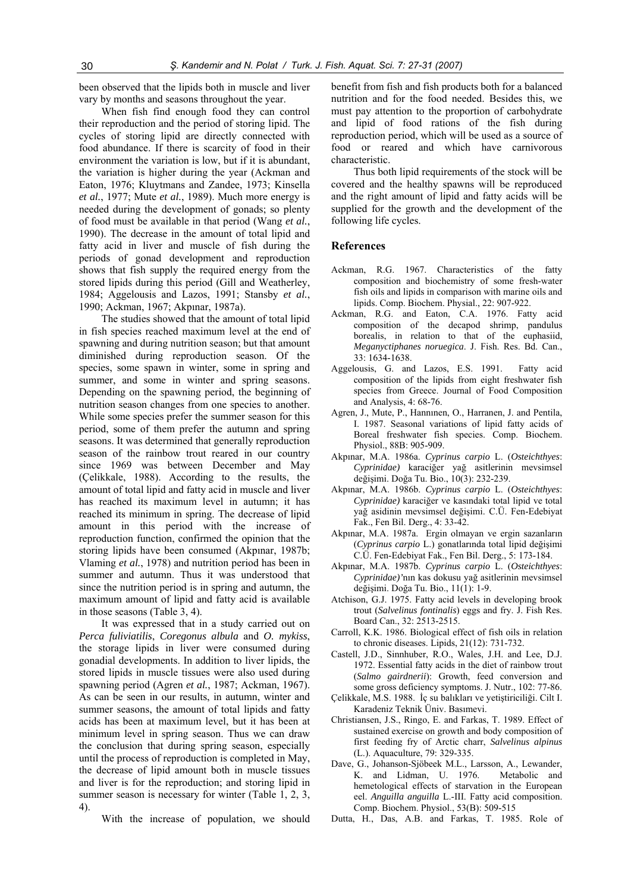been observed that the lipids both in muscle and liver vary by months and seasons throughout the year.

When fish find enough food they can control their reproduction and the period of storing lipid. The cycles of storing lipid are directly connected with food abundance. If there is scarcity of food in their environment the variation is low, but if it is abundant, the variation is higher during the year (Ackman and Eaton, 1976; Kluytmans and Zandee, 1973; Kinsella *et al.*, 1977; Mute *et al.*, 1989). Much more energy is needed during the development of gonads; so plenty of food must be available in that period (Wang *et al.*, 1990). The decrease in the amount of total lipid and fatty acid in liver and muscle of fish during the periods of gonad development and reproduction shows that fish supply the required energy from the stored lipids during this period (Gill and Weatherley, 1984; Aggelousis and Lazos, 1991; Stansby *et al.*, 1990; Ackman, 1967; Akpınar, 1987a).

The studies showed that the amount of total lipid in fish species reached maximum level at the end of spawning and during nutrition season; but that amount diminished during reproduction season. Of the species, some spawn in winter, some in spring and summer, and some in winter and spring seasons. Depending on the spawning period, the beginning of nutrition season changes from one species to another. While some species prefer the summer season for this period, some of them prefer the autumn and spring seasons. It was determined that generally reproduction season of the rainbow trout reared in our country since 1969 was between December and May (Çelikkale, 1988). According to the results, the amount of total lipid and fatty acid in muscle and liver has reached its maximum level in autumn; it has reached its minimum in spring. The decrease of lipid amount in this period with the increase of reproduction function, confirmed the opinion that the storing lipids have been consumed (Akpınar, 1987b; Vlaming *et al.*, 1978) and nutrition period has been in summer and autumn. Thus it was understood that since the nutrition period is in spring and autumn, the maximum amount of lipid and fatty acid is available in those seasons (Table 3, 4).

It was expressed that in a study carried out on *Perca fuliviatilis*, *Coregonus albula* and *O. mykiss*, the storage lipids in liver were consumed during gonadial developments. In addition to liver lipids, the stored lipids in muscle tissues were also used during spawning period (Agren *et al.*, 1987; Ackman, 1967). As can be seen in our results, in autumn, winter and summer seasons, the amount of total lipids and fatty acids has been at maximum level, but it has been at minimum level in spring season. Thus we can draw the conclusion that during spring season, especially until the process of reproduction is completed in May, the decrease of lipid amount both in muscle tissues and liver is for the reproduction; and storing lipid in summer season is necessary for winter (Table 1, 2, 3, 4).

With the increase of population, we should benefit from fish and fish products both for a balanced nutrition and for the food needed. Besides this, we must pay attention to the proportion of carbohydrate and lipid of food rations of the fish during reproduction period, which will be used as a source of food or reared and which have carnivorous characteristic.

Thus both lipid requirements of the stock will be covered and the healthy spawns will be reproduced and the right amount of lipid and fatty acids will be supplied for the growth and the development of the following life cycles.

## References

Ackman, R.G. 1967. Characteristics of the fatty composition and biochemistry of some fresh-water fish oils and lipids in comparison with marine oils and lipids. Comp. Biochem. Physial., 22: 907-922.

Ackman, R.G. and Eaton, C.A. 1976. Fatty acid composition of the decapod shrimp, pandulus borealis, in relation to that of the euphasiid, *Meganyctiphanes noruegica*. J. Fish. Res. Bd. Can., 33: 1634-1638.

Aggelousis, G. and Lazos, E.S. 1991. Fatty acid composition of the lipids from eight freshwater fish species from Greece. Journal of Food Composition and Analysis, 4: 68-76.

Agren, J., Mute, P., Hannınen, O., Harranen, J. and Pentila, I. 1987. Seasonal variations of lipid fatty acids of Boreal freshwater fish species. Comp. Biochem. Physiol., 88B: 905-909.

Akpınar, M.A. 1986a. *Cyprinus carpio* L. (*Osteichthyes*: *Cyprinidae)* karaciğer yağ asitlerinin mevsimsel değişimi. Doğa Tu. Bio., 10(3): 232-239.

Akpınar, M.A. 1986b. *Cyprinus carpio* L. (*Osteichthyes*: *Cyprinidae)* karaciğer ve kasındaki total lipid ve total yağ asidinin mevsimsel değişimi. C.Ü. Fen-Edebiyat Fak., Fen Bil. Derg., 4: 33-42.

Akpınar, M.A. 1987a. Ergin olmayan ve ergin sazanların (*Cyprinus carpio* L.) gonatlarında total lipid değişimi C.Ü. Fen-Edebiyat Fak., Fen Bil. Derg., 5: 173-184.

Akpınar, M.A. 1987b. *Cyprinus carpio* L. (*Osteichthyes*: *Cyprinidae)*'nın kas dokusu yağ asitlerinin mevsimsel değişimi. Doğa Tu. Bio., 11(1): 1-9.

Atchison, G.J. 1975. Fatty acid levels in developing brook trout (*Salvelinus fontinalis*) eggs and fry. J. Fish Res. Board Can., 32: 2513-2515.

Carroll, K.K. 1986. Biological effect of fish oils in relation to chronic diseases. Lipids, 21(12): 731-732.

Castell, J.D., Sinnhuber, R.O., Wales, J.H. and Lee, D.J. 1972. Essential fatty acids in the diet of rainbow trout (*Salmo gairdnerii*): Growth, feed conversion and some gross deficiency symptoms. J. Nutr., 102: 77-86.

Çelikkale, M.S. 1988. İç su balıkları ve yetiştiriciliği. Cilt I. Karadeniz Teknik Üniv. Basımevi.

Christiansen, J.S., Ringo, E. and Farkas, T. 1989. Effect of sustained exercise on growth and body composition of first feeding fry of Arctic charr, *Salvelinus alpinus* (L.). Aquaculture, 79: 329-335.

Dave, G., Johanson-Sjöbeek M.L., Larsson, A., Lewander, K. and Lidman, U. 1976. Metabolic and hemetological effects of starvation in the European eel. *Anguilla anguilla* L.-III. Fatty acid composition. Comp. Biochem. Physiol., 53(B): 509-515

Dutta, H., Das, A.B. and Farkas, T. 1985. Role of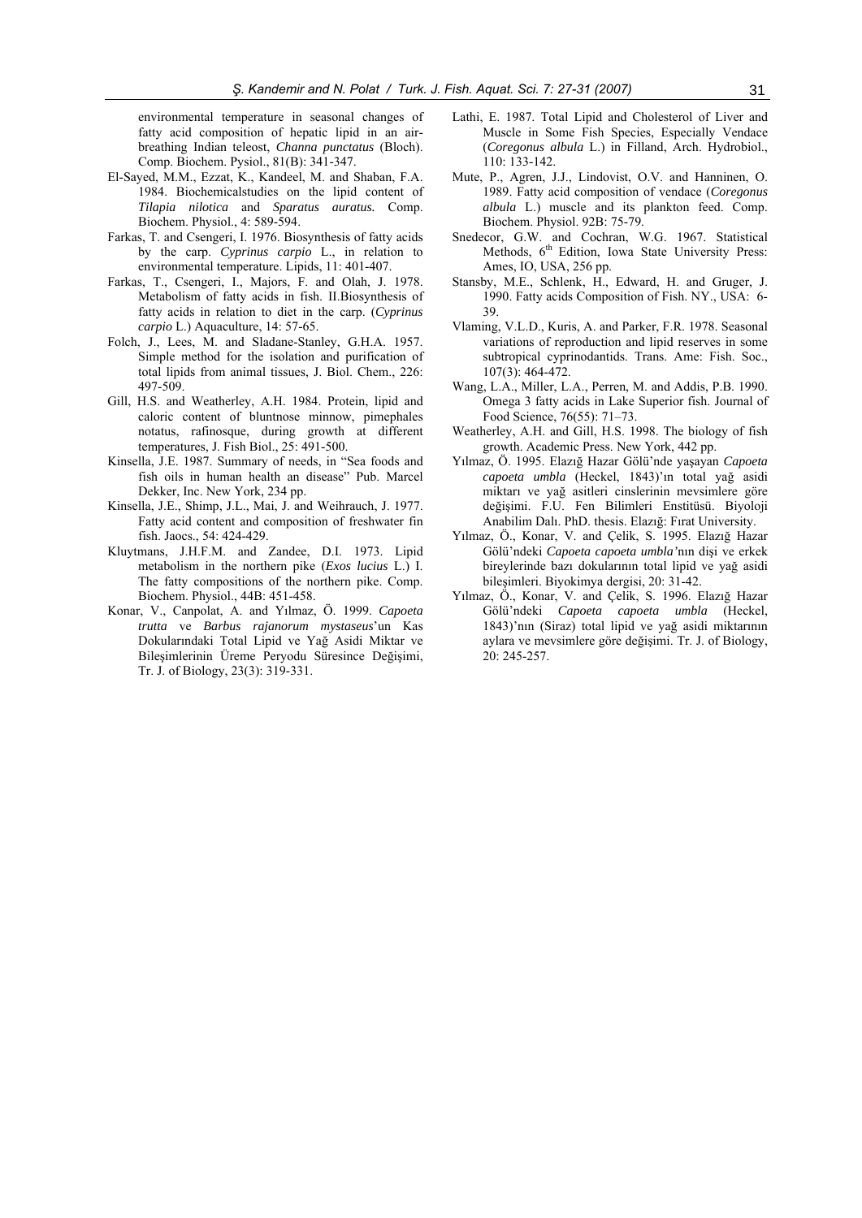environmental temperature in seasonal changes of fatty acid composition of hepatic lipid in an air-breathing Indian teleost, *Channa punctatus* (Bloch). Comp. Biochem. Pysiol., 81(B): 341-347.

El-Sayed, M.M., Ezzat, K., Kandeel, M. and Shaban, F.A. 1984. Biochemicalstudies on the lipid content of *Tilapia nilotica* and *Sparatus auratus.* Comp. Biochem. Physiol., 4: 589-594.

Farkas, T. and Csengeri, I. 1976. Biosynthesis of fatty acids by the carp. *Cyprinus carpio* L., in relation to environmental temperature. Lipids, 11: 401-407.

Farkas, T., Csengeri, I., Majors, F. and Olah, J. 1978. Metabolism of fatty acids in fish. II.Biosynthesis of fatty acids in relation to diet in the carp. (*Cyprinus carpio* L.) Aquaculture, 14: 57-65.

Folch, J., Lees, M. and Sladane-Stanley, G.H.A. 1957. Simple method for the isolation and purification of total lipids from animal tissues, J. Biol. Chem., 226: 497-509.

Gill, H.S. and Weatherley, A.H. 1984. Protein, lipid and caloric content of bluntnose minnow, pimephales notatus, rafinosque, during growth at different temperatures, J. Fish Biol., 25: 491-500.

Kinsella, J.E. 1987. Summary of needs, in "Sea foods and fish oils in human health an disease" Pub. Marcel Dekker, Inc. New York, 234 pp.

Kinsella, J.E., Shimp, J.L., Mai, J. and Weihrauch, J. 1977. Fatty acid content and composition of freshwater fin fish. Jaocs., 54: 424-429.

Kluytmans, J.H.F.M. and Zandee, D.I. 1973. Lipid metabolism in the northern pike (*Exos lucius* L.) I. The fatty compositions of the northern pike. Comp. Biochem. Physiol., 44B: 451-458.

Konar, V., Canpolat, A. and Yılmaz, Ö. 1999. *Capoeta trutta* ve *Barbus rajanorum mystaseus*'un Kas Dokularındaki Total Lipid ve Yağ Asidi Miktar ve Bileşimlerinin Üreme Peryodu Süresince Değişimi, Tr. J. of Biology, 23(3): 319-331.

Lathi, E. 1987. Total Lipid and Cholesterol of Liver and Muscle in Some Fish Species, Especially Vendace (*Coregonus albula* L.) in Filland, Arch. Hydrobiol., 110: 133-142.

Mute, P., Agren, J.J., Lindovist, O.V. and Hanninen, O. 1989. Fatty acid composition of vendace (*Coregonus albula* L.) muscle and its plankton feed. Comp. Biochem. Physiol. 92B: 75-79.

Snedecor, G.W. and Cochran, W.G. 1967. Statistical Methods, 6th Edition, Iowa State University Press: Ames, IO, USA, 256 pp.

Stansby, M.E., Schlenk, H., Edward, H. and Gruger, J. 1990. Fatty acids Composition of Fish. NY., USA: 6-39.

Vlaming, V.L.D., Kuris, A. and Parker, F.R. 1978. Seasonal variations of reproduction and lipid reserves in some subtropical cyprinodantids. Trans. Ame: Fish. Soc., 107(3): 464-472.

Wang, L.A., Miller, L.A., Perren, M. and Addis, P.B. 1990. Omega 3 fatty acids in Lake Superior fish. Journal of Food Science, 76(55): 71–73.

Weatherley, A.H. and Gill, H.S. 1998. The biology of fish growth. Academic Press. New York, 442 pp.

Yılmaz, Ö. 1995. Elazığ Hazar Gölü'nde yaşayan *Capoeta capoeta umbla* (Heckel, 1843)'ın total yağ asidi miktarı ve yağ asitleri cinslerinin mevsimlere göre değişimi. F.U. Fen Bilimleri Enstitüsü. Biyoloji Anabilim Dalı. PhD. thesis. Elazığ: Fırat University.

Yılmaz, Ö., Konar, V. and Çelik, S. 1995. Elazığ Hazar Gölü'ndeki *Capoeta capoeta umbla'*nın dişi ve erkek bireylerinde bazı dokularının total lipid ve yağ asidi bileşimleri. Biyokimya dergisi, 20: 31-42.

Yılmaz, Ö., Konar, V. and Çelik, S. 1996. Elazığ Hazar Gölü'ndeki *Capoeta capoeta umbla* (Heckel, 1843)'nın (Siraz) total lipid ve yağ asidi miktarının aylara ve mevsimlere göre değişimi. Tr. J. of Biology, 20: 245-257.